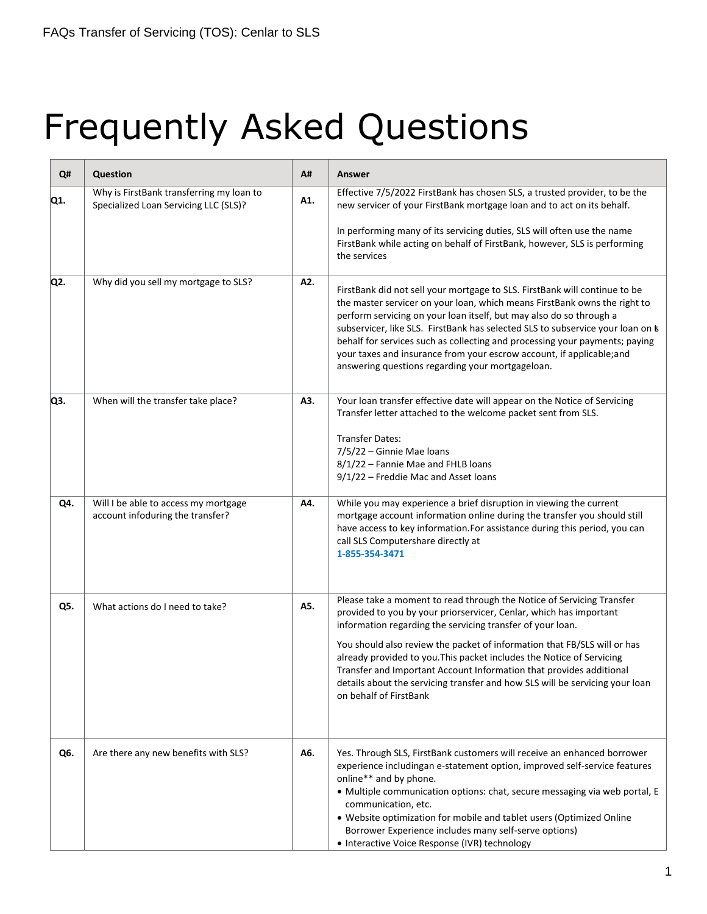FAQs Transfer of Servicing (TOS): Cenlar to SLS

# Frequently Asked Questions

| Q# | Question | A# | Answer |
|---|---|---|---|
| Q1. | Why is FirstBank transferring my loan to Specialized Loan Servicing LLC (SLS)? | A1. | Effective 7/5/2022 FirstBank has chosen SLS, a trusted provider, to be the new servicer of your FirstBank mortgage loan and to act on its behalf.<br><br>In performing many of its servicing duties, SLS will often use the name FirstBank while acting on behalf of FirstBank, however, SLS is performing the services |
| Q2. | Why did you sell my mortgage to SLS? | A2. | FirstBank did not sell your mortgage to SLS. FirstBank will continue to be the master servicer on your loan, which means FirstBank owns the right to perform servicing on your loan itself, but may also do so through a subservicer, like SLS. FirstBank has selected SLS to subservice your loan on its behalf for services such as collecting and processing your payments; paying your taxes and insurance from your escrow account, if applicable;and answering questions regarding your mortgageloan. |
| Q3. | When will the transfer take place? | A3. | Your loan transfer effective date will appear on the Notice of Servicing Transfer letter attached to the welcome packet sent from SLS.<br><br>Transfer Dates:<br>7/5/22 – Ginnie Mae loans<br>8/1/22 – Fannie Mae and FHLB loans<br>9/1/22 – Freddie Mac and Asset loans |
| Q4. | Will I be able to access my mortgage account infoduring the transfer? | A4. | While you may experience a brief disruption in viewing the current mortgage account information online during the transfer you should still have access to key information.For assistance during this period, you can call SLS Computershare directly at<br>**1-855-354-3471** |
| Q5. | What actions do I need to take? | A5. | Please take a moment to read through the Notice of Servicing Transfer provided to you by your priorservicer, Cenlar, which has important information regarding the servicing transfer of your loan.<br><br>You should also review the packet of information that FB/SLS will or has already provided to you.This packet includes the Notice of Servicing Transfer and Important Account Information that provides additional details about the servicing transfer and how SLS will be servicing your loan on behalf of FirstBank |
| Q6. | Are there any new benefits with SLS? | A6. | Yes. Through SLS, FirstBank customers will receive an enhanced borrower experience includingan e-statement option, improved self-service features online** and by phone.<br>• Multiple communication options: chat, secure messaging via web portal, E communication, etc.<br>• Website optimization for mobile and tablet users (Optimized Online Borrower Experience includes many self-serve options)<br>• Interactive Voice Response (IVR) technology |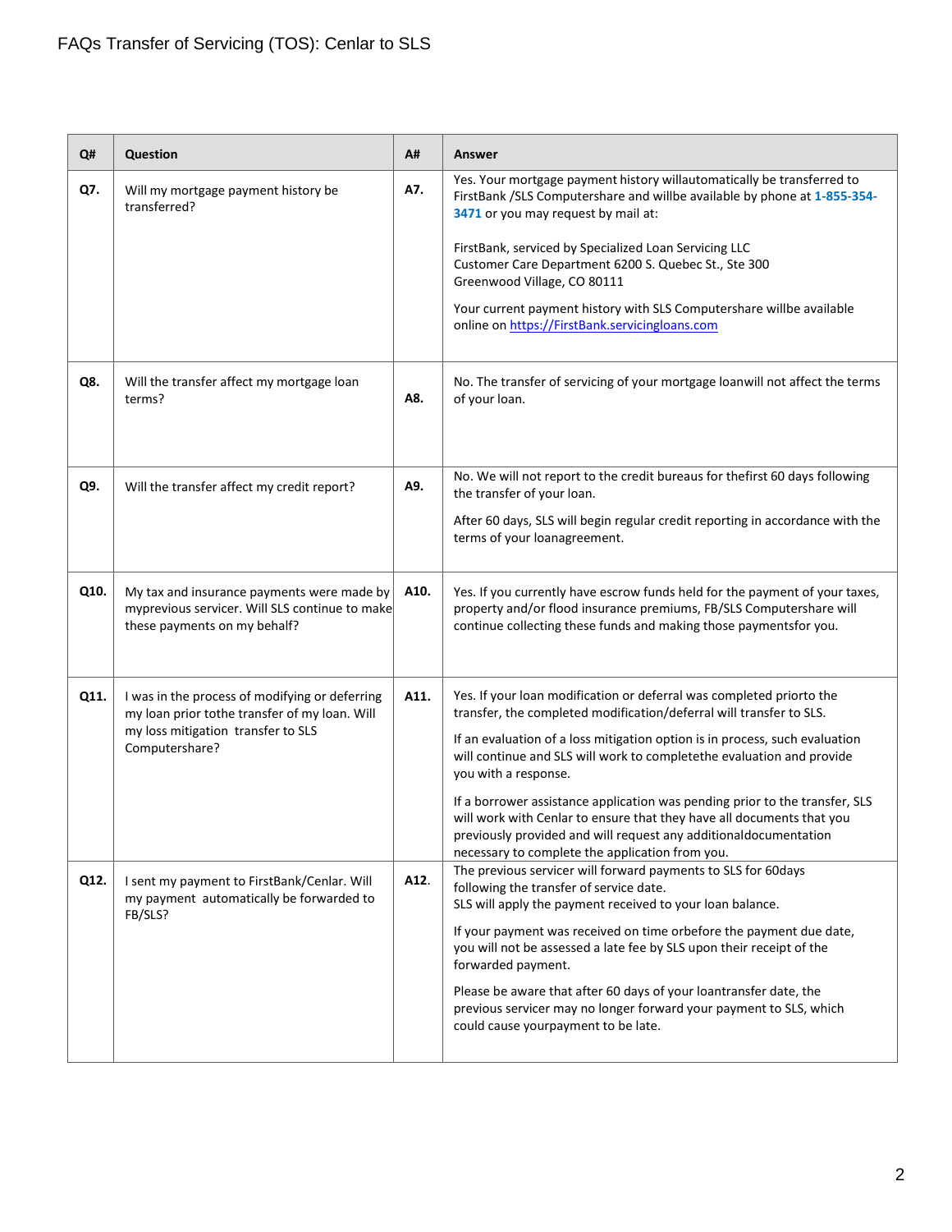FAQs Transfer of Servicing (TOS): Cenlar to SLS

| Q# | Question | A# | Answer |
| --- | --- | --- | --- |
| Q7. | Will my mortgage payment history be transferred? | A7. | Yes. Your mortgage payment history willautomatically be transferred to FirstBank /SLS Computershare and willbe available by phone at 1-855-354-3471 or you may request by mail at:<br><br>FirstBank, serviced by Specialized Loan Servicing LLC<br>Customer Care Department 6200 S. Quebec St., Ste 300<br>Greenwood Village, CO 80111<br><br>Your current payment history with SLS Computershare willbe available online on https://FirstBank.servicingloans.com |
| Q8. | Will the transfer affect my mortgage loan terms? | A8. | No. The transfer of servicing of your mortgage loanwill not affect the terms of your loan. |
| Q9. | Will the transfer affect my credit report? | A9. | No. We will not report to the credit bureaus for thefirst 60 days following the transfer of your loan.<br><br>After 60 days, SLS will begin regular credit reporting in accordance with the terms of your loanagreement. |
| Q10. | My tax and insurance payments were made by myprevious servicer. Will SLS continue to make these payments on my behalf? | A10. | Yes. If you currently have escrow funds held for the payment of your taxes, property and/or flood insurance premiums, FB/SLS Computershare will continue collecting these funds and making those paymentsfor you. |
| Q11. | I was in the process of modifying or deferring my loan prior tothe transfer of my loan. Will my loss mitigation transfer to SLS Computershare? | A11. | Yes. If your loan modification or deferral was completed priorto the transfer, the completed modification/deferral will transfer to SLS.<br><br>If an evaluation of a loss mitigation option is in process, such evaluation will continue and SLS will work to completethe evaluation and provide you with a response.<br><br>If a borrower assistance application was pending prior to the transfer, SLS will work with Cenlar to ensure that they have all documents that you previously provided and will request any additionaldocumentation necessary to complete the application from you. |
| Q12. | I sent my payment to FirstBank/Cenlar. Will my payment automatically be forwarded to FB/SLS? | A12. | The previous servicer will forward payments to SLS for 60days following the transfer of service date.<br>SLS will apply the payment received to your loan balance.<br><br>If your payment was received on time orbefore the payment due date, you will not be assessed a late fee by SLS upon their receipt of the forwarded payment.<br><br>Please be aware that after 60 days of your loantransfer date, the previous servicer may no longer forward your payment to SLS, which could cause yourpayment to be late. |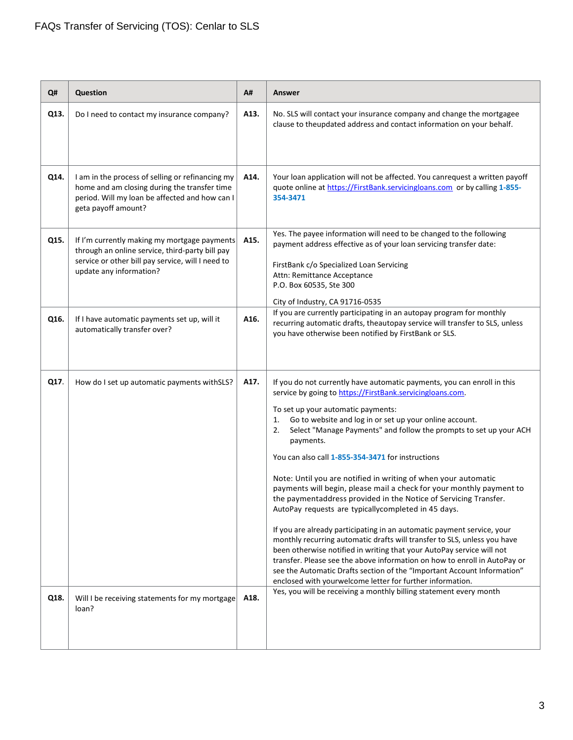FAQs Transfer of Servicing (TOS): Cenlar to SLS

| Q# | Question | A# | Answer |
|---|---|---|---|
| **Q13.** | Do I need to contact my insurance company? | **A13.** | No. SLS will contact your insurance company and change the mortgage clause to theupdated address and contact information on your behalf. |
| **Q14.** | I am in the process of selling or refinancing my home and am closing during the transfer time period. Will my loan be affected and how can I geta payoff amount? | **A14.** | Your loan application will not be affected. You canrequest a written payoff quote online at https://FirstBank.servicingloans.com or by calling **1-855-354-3471** |
| **Q15.** | If I'm currently making my mortgage payments through an online service, third-party bill pay service or other bill pay service, will I need to update any information? | **A15.** | Yes. The payee information will need to be changed to the following payment address effective as of your loan servicing transfer date:<br><br>FirstBank c/o Specialized Loan Servicing<br>Attn: Remittance Acceptance<br>P.O. Box 60535, Ste 300<br><br>City of Industry, CA 91716-0535 |
| **Q16.** | If I have automatic payments set up, will it automatically transfer over? | **A16.** | If you are currently participating in an autopay program for monthly recurring automatic drafts, theautopay service will transfer to SLS, unless you have otherwise been notified by FirstBank or SLS. |
| **Q17.** | How do I set up automatic payments withSLS? | **A17.** | If you do not currently have automatic payments, you can enroll in this service by going to https://FirstBank.servicingloans.com.<br><br>To set up your automatic payments:<br>1. Go to website and log in or set up your online account.<br>2. Select "Manage Payments" and follow the prompts to set up your ACH payments.<br><br>You can also call **1-855-354-3471** for instructions<br><br>Note: Until you are notified in writing of when your automatic payments will begin, please mail a check for your monthly payment to the paymentaddress provided in the Notice of Servicing Transfer. AutoPay requests are typicallycompleted in 45 days.<br><br>If you are already participating in an automatic payment service, your monthly recurring automatic drafts will transfer to SLS, unless you have been otherwise notified in writing that your AutoPay service will not transfer. Please see the above information on how to enroll in AutoPay or see the Automatic Drafts section of the "Important Account Information" enclosed with yourwelcome letter for further information. |
| **Q18.** | Will I be receiving statements for my mortgage loan? | **A18.** | Yes, you will be receiving a monthly billing statement every month |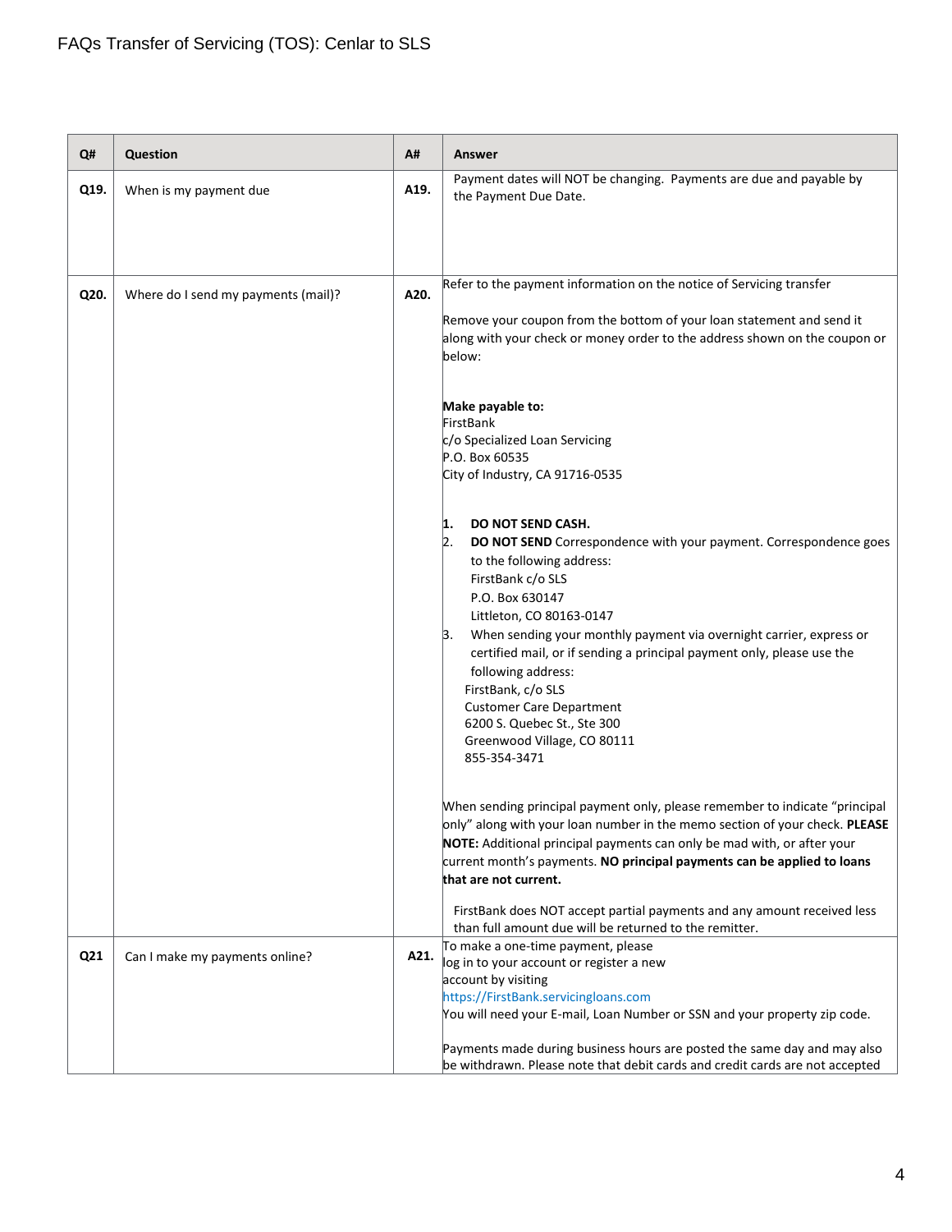| Q# | Question | A# | Answer |
|---|---|---|---|
| Q19. | When is my payment due | A19. | Payment dates will NOT be changing. Payments are due and payable by the Payment Due Date. |
| Q20. | Where do I send my payments (mail)? | A20. | Refer to the payment information on the notice of Servicing transfer<br><br>Remove your coupon from the bottom of your loan statement and send it along with your check or money order to the address shown on the coupon or below:<br><br>**Make payable to:**<br>FirstBank<br>c/o Specialized Loan Servicing<br>P.O. Box 60535<br>City of Industry, CA 91716-0535<br><br>1. **DO NOT SEND CASH.**<br>2. **DO NOT SEND** Correspondence with your payment. Correspondence goes to the following address:<br>FirstBank c/o SLS<br>P.O. Box 630147<br>Littleton, CO 80163-0147<br>3. When sending your monthly payment via overnight carrier, express or certified mail, or if sending a principal payment only, please use the following address:<br>FirstBank, c/o SLS<br>Customer Care Department<br>6200 S. Quebec St., Ste 300<br>Greenwood Village, CO 80111<br>855-354-3471<br><br>When sending principal payment only, please remember to indicate "principal only" along with your loan number in the memo section of your check. **PLEASE NOTE:** Additional principal payments can only be mad with, or after your current month's payments. **NO principal payments can be applied to loans that are not current.**<br><br>FirstBank does NOT accept partial payments and any amount received less than full amount due will be returned to the remitter. |
| Q21 | Can I make my payments online? | A21. | To make a one-time payment, please log in to your account or register a new account by visiting https://FirstBank.servicingloans.com<br>You will need your E-mail, Loan Number or SSN and your property zip code.<br><br>Payments made during business hours are posted the same day and may also be withdrawn. Please note that debit cards and credit cards are not accepted |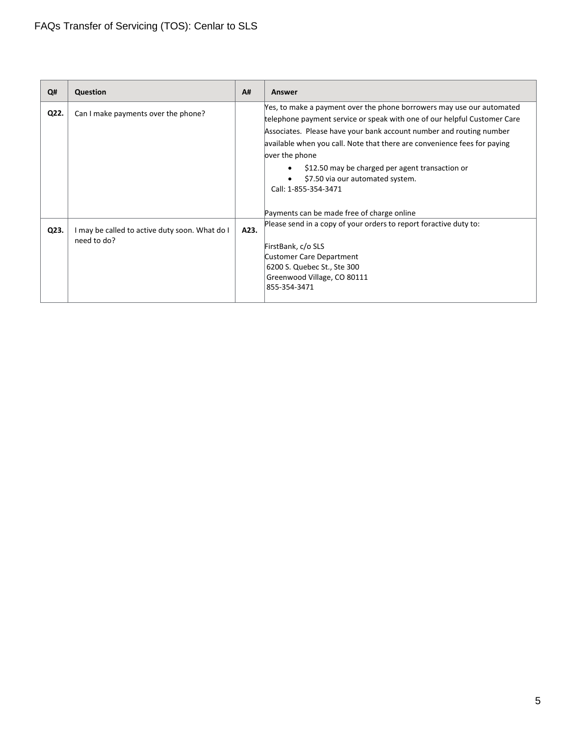| Q# | Question | A# | Answer |
|---|---|---|---|
| Q22. | Can I make payments over the phone? | | Yes, to make a payment over the phone borrowers may use our automated telephone payment service or speak with one of our helpful Customer Care Associates. Please have your bank account number and routing number available when you call. Note that there are convenience fees for paying over the phone<br>• $12.50 may be charged per agent transaction or<br>• $7.50 via our automated system.<br>Call: 1-855-354-3471<br><br>Payments can be made free of charge online |
| Q23. | I may be called to active duty soon. What do I need to do? | A23. | Please send in a copy of your orders to report foractive duty to:<br><br>FirstBank, c/o SLS<br>Customer Care Department<br>6200 S. Quebec St., Ste 300<br>Greenwood Village, CO 80111<br>855-354-3471 |